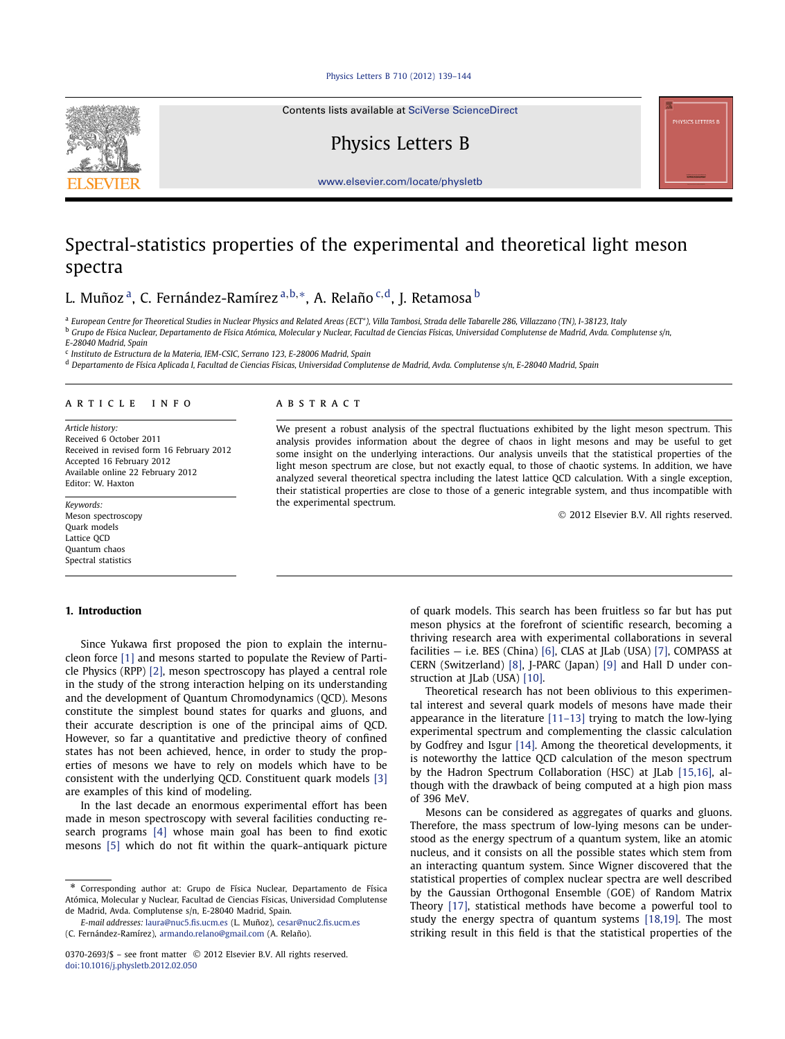# Spectral-statistics properties of the experimental and theoretical light meson spectra

L. Muñoz [a], C. Fernández-Ramírez [a,b,*], A. Relaño [c,d], J. Retamosa [b]

[a] European Centre for Theoretical Studies in Nuclear Physics and Related Areas (ECT*), Villa Tambosi, Strada delle Tabarelle 286, Villazzano (TN), I-38123, Italy

[b] Grupo de Física Nuclear, Departamento de Física Atómica, Molecular y Nuclear, Facultad de Ciencias Físicas, Universidad Complutense de Madrid, Avda. Complutense s/n, E-28040 Madrid, Spain

[c] Instituto de Estructura de la Materia, IEM-CSIC, Serrano 123, E-28006 Madrid, Spain

[d] Departamento de Física Aplicada I, Facultad de Ciencias Físicas, Universidad Complutense de Madrid, Avda. Complutense s/n, E-28040 Madrid, Spain

## ARTICLE INFO

*Article history:*
Received 6 October 2011
Received in revised form 16 February 2012
Accepted 16 February 2012
Available online 22 February 2012
Editor: W. Haxton

*Keywords:*
Meson spectroscopy
Quark models
Lattice QCD
Quantum chaos
Spectral statistics

## ABSTRACT

We present a robust analysis of the spectral fluctuations exhibited by the light meson spectrum. This analysis provides information about the degree of chaos in light mesons and may be useful to get some insight on the underlying interactions. Our analysis unveils that the statistical properties of the light meson spectrum are close, but not exactly equal, to those of chaotic systems. In addition, we have analyzed several theoretical spectra including the latest lattice QCD calculation. With a single exception, their statistical properties are close to those of a generic integrable system, and thus incompatible with the experimental spectrum.

© 2012 Elsevier B.V. All rights reserved.

## 1. Introduction

Since Yukawa first proposed the pion to explain the internucleon force [1] and mesons started to populate the Review of Particle Physics (RPP) [2], meson spectroscopy has played a central role in the study of the strong interaction helping on its understanding and the development of Quantum Chromodynamics (QCD). Mesons constitute the simplest bound states for quarks and gluons, and their accurate description is one of the principal aims of QCD. However, so far a quantitative and predictive theory of confined states has not been achieved, hence, in order to study the properties of mesons we have to rely on models which have to be consistent with the underlying QCD. Constituent quark models [3] are examples of this kind of modeling.

In the last decade an enormous experimental effort has been made in meson spectroscopy with several facilities conducting research programs [4] whose main goal has been to find exotic mesons [5] which do not fit within the quark–antiquark picture of quark models. This search has been fruitless so far but has put meson physics at the forefront of scientific research, becoming a thriving research area with experimental collaborations in several facilities — i.e. BES (China) [6], CLAS at JLab (USA) [7], COMPASS at CERN (Switzerland) [8], J-PARC (Japan) [9] and Hall D under construction at JLab (USA) [10].

Theoretical research has not been oblivious to this experimental interest and several quark models of mesons have made their appearance in the literature [11–13] trying to match the low-lying experimental spectrum and complementing the classic calculation by Godfrey and Isgur [14]. Among the theoretical developments, it is noteworthy the lattice QCD calculation of the meson spectrum by the Hadron Spectrum Collaboration (HSC) at JLab [15,16], although with the drawback of being computed at a high pion mass of 396 MeV.

Mesons can be considered as aggregates of quarks and gluons. Therefore, the mass spectrum of low-lying mesons can be understood as the energy spectrum of a quantum system, like an atomic nucleus, and it consists on all the possible states which stem from an interacting quantum system. Since Wigner discovered that the statistical properties of complex nuclear spectra are well described by the Gaussian Orthogonal Ensemble (GOE) of Random Matrix Theory [17], statistical methods have become a powerful tool to study the energy spectra of quantum systems [18,19]. The most striking result in this field is that the statistical properties of the

---

* Corresponding author at: Grupo de Física Nuclear, Departamento de Física Atómica, Molecular y Nuclear, Facultad de Ciencias Físicas, Universidad Complutense de Madrid, Avda. Complutense s/n, E-28040 Madrid, Spain.

*E-mail addresses:* laura@nuc5.fis.ucm.es (L. Muñoz), cesar@nuc2.fis.ucm.es (C. Fernández-Ramírez), armando.relano@gmail.com (A. Relaño).

0370-2693/$ – see front matter © 2012 Elsevier B.V. All rights reserved.
doi:10.1016/j.physletb.2012.02.050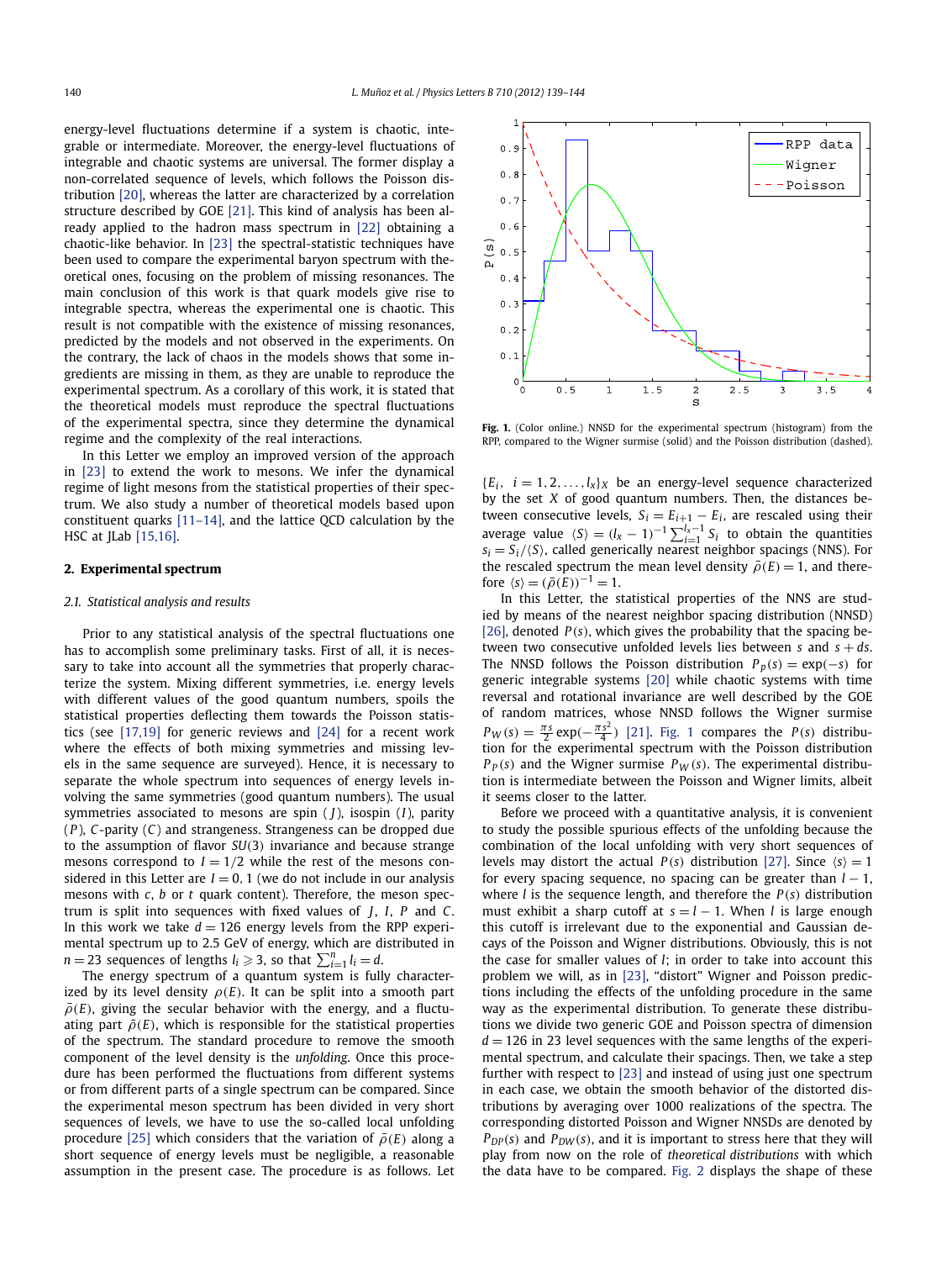energy-level fluctuations determine if a system is chaotic, integrable or intermediate. Moreover, the energy-level fluctuations of integrable and chaotic systems are universal. The former display a non-correlated sequence of levels, which follows the Poisson distribution [20], whereas the latter are characterized by a correlation structure described by GOE [21]. This kind of analysis has been already applied to the hadron mass spectrum in [22] obtaining a chaotic-like behavior. In [23] the spectral-statistic techniques have been used to compare the experimental baryon spectrum with theoretical ones, focusing on the problem of missing resonances. The main conclusion of this work is that quark models give rise to integrable spectra, whereas the experimental one is chaotic. This result is not compatible with the existence of missing resonances, predicted by the models and not observed in the experiments. On the contrary, the lack of chaos in the models shows that some ingredients are missing in them, as they are unable to reproduce the experimental spectrum. As a corollary of this work, it is stated that the theoretical models must reproduce the spectral fluctuations of the experimental spectra, since they determine the dynamical regime and the complexity of the real interactions.

In this Letter we employ an improved version of the approach in [23] to extend the work to mesons. We infer the dynamical regime of light mesons from the statistical properties of their spectrum. We also study a number of theoretical models based upon constituent quarks [11–14], and the lattice QCD calculation by the HSC at JLab [15,16].

## 2. Experimental spectrum

### 2.1. Statistical analysis and results

Prior to any statistical analysis of the spectral fluctuations one has to accomplish some preliminary tasks. First of all, it is necessary to take into account all the symmetries that properly characterize the system. Mixing different symmetries, i.e. energy levels with different values of the good quantum numbers, spoils the statistical properties deflecting them towards the Poisson statistics (see [17,19] for generic reviews and [24] for a recent work where the effects of both mixing symmetries and missing levels in the same sequence are surveyed). Hence, it is necessary to separate the whole spectrum into sequences of energy levels involving the same symmetries (good quantum numbers). The usual symmetries associated to mesons are spin ($J$), isospin ($I$), parity ($P$), $C$-parity ($C$) and strangeness. Strangeness can be dropped due to the assumption of flavor $SU(3)$ invariance and because strange mesons correspond to $I = 1/2$ while the rest of the mesons considered in this Letter are $I = 0, 1$ (we do not include in our analysis mesons with $c$, $b$ or $t$ quark content). Therefore, the meson spectrum is split into sequences with fixed values of $J$, $I$, $P$ and $C$. In this work we take $d = 126$ energy levels from the RPP experimental spectrum up to 2.5 GeV of energy, which are distributed in $n = 23$ sequences of lengths $l_i \geqslant 3$, so that $\sum_{i=1}^{n} l_i = d$.

The energy spectrum of a quantum system is fully characterized by its level density $\rho(E)$. It can be split into a smooth part $\bar{\rho}(E)$, giving the secular behavior with the energy, and a fluctuating part $\tilde{\rho}(E)$, which is responsible for the statistical properties of the spectrum. The standard procedure to remove the smooth component of the level density is the *unfolding*. Once this procedure has been performed the fluctuations from different systems or from different parts of a single spectrum can be compared. Since the experimental meson spectrum has been divided in very short sequences of levels, we have to use the so-called local unfolding procedure [25] which considers that the variation of $\bar{\rho}(E)$ along a short sequence of energy levels must be negligible, a reasonable assumption in the present case. The procedure is as follows. Let $\{E_i,\ i = 1, 2, \ldots, l_x\}_X$ be an energy-level sequence characterized by the set $X$ of good quantum numbers. Then, the distances between consecutive levels, $S_i = E_{i+1} - E_i$, are rescaled using their average value $\langle S \rangle = (l_x - 1)^{-1} \sum_{i=1}^{l_x-1} S_i$ to obtain the quantities $s_i = S_i / \langle S \rangle$, called generically nearest neighbor spacings (NNS). For the rescaled spectrum the mean level density $\bar{\rho}(E) = 1$, and therefore $\langle s \rangle = (\bar{\rho}(E))^{-1} = 1$.

Fig. 1. (Color online.) NNSD for the experimental spectrum (histogram) from the RPP, compared to the Wigner surmise (solid) and the Poisson distribution (dashed).

In this Letter, the statistical properties of the NNS are studied by means of the nearest neighbor spacing distribution (NNSD) [26], denoted $P(s)$, which gives the probability that the spacing between two consecutive unfolded levels lies between $s$ and $s + ds$. The NNSD follows the Poisson distribution $P_P(s) = \exp(-s)$ for generic integrable systems [20] while chaotic systems with time reversal and rotational invariance are well described by the GOE of random matrices, whose NNSD follows the Wigner surmise $P_W(s) = \frac{\pi s}{2} \exp(-\frac{\pi s^2}{4})$ [21]. Fig. 1 compares the $P(s)$ distribution for the experimental spectrum with the Poisson distribution $P_P(s)$ and the Wigner surmise $P_W(s)$. The experimental distribution is intermediate between the Poisson and Wigner limits, albeit it seems closer to the latter.

Before we proceed with a quantitative analysis, it is convenient to study the possible spurious effects of the unfolding because the combination of the local unfolding with very short sequences of levels may distort the actual $P(s)$ distribution [27]. Since $\langle s \rangle = 1$ for every spacing sequence, no spacing can be greater than $l - 1$, where $l$ is the sequence length, and therefore the $P(s)$ distribution must exhibit a sharp cutoff at $s = l - 1$. When $l$ is large enough this cutoff is irrelevant due to the exponential and Gaussian decays of the Poisson and Wigner distributions. Obviously, this is not the case for smaller values of $l$; in order to take into account this problem we will, as in [23], "distort" Wigner and Poisson predictions including the effects of the unfolding procedure in the same way as the experimental distribution. To generate these distributions we divide two generic GOE and Poisson spectra of dimension $d = 126$ in 23 level sequences with the same lengths of the experimental spectrum, and calculate their spacings. Then, we take a step further with respect to [23] and instead of using just one spectrum in each case, we obtain the smooth behavior of the distorted distributions by averaging over 1000 realizations of the spectra. The corresponding distorted Poisson and Wigner NNSDs are denoted by $P_{DP}(s)$ and $P_{DW}(s)$, and it is important to stress here that they will play from now on the role of *theoretical distributions* with which the data have to be compared. Fig. 2 displays the shape of these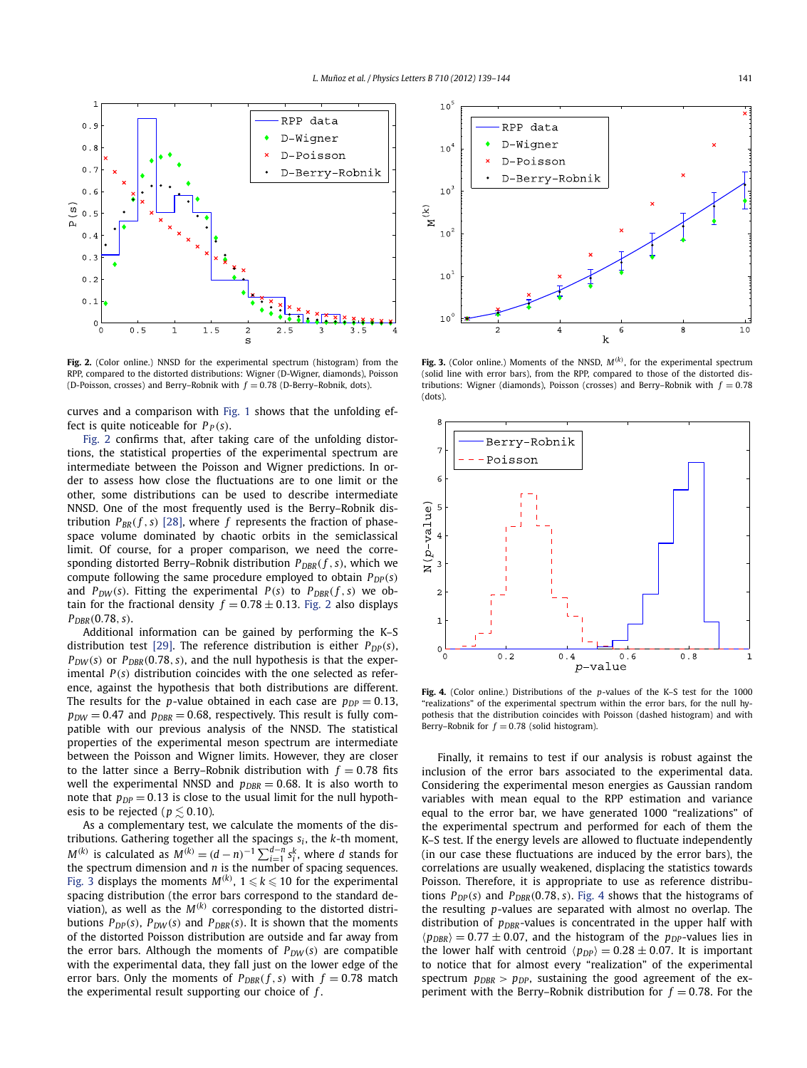**Fig. 2.** (Color online.) NNSD for the experimental spectrum (histogram) from the RPP, compared to the distorted distributions: Wigner (D-Wigner, diamonds), Poisson (D-Poisson, crosses) and Berry–Robnik with $f = 0.78$ (D-Berry–Robnik, dots).

**Fig. 3.** (Color online.) Moments of the NNSD, $M^{(k)}$, for the experimental spectrum (solid line with error bars), from the RPP, compared to those of the distorted distributions: Wigner (diamonds), Poisson (crosses) and Berry–Robnik with $f = 0.78$ (dots).

curves and a comparison with Fig. 1 shows that the unfolding effect is quite noticeable for $P_P(s)$.

Fig. 2 confirms that, after taking care of the unfolding distortions, the statistical properties of the experimental spectrum are intermediate between the Poisson and Wigner predictions. In order to assess how close the fluctuations are to one limit or the other, some distributions can be used to describe intermediate NNSD. One of the most frequently used is the Berry–Robnik distribution $P_{BR}(f, s)$ [28], where $f$ represents the fraction of phase-space volume dominated by chaotic orbits in the semiclassical limit. Of course, for a proper comparison, we need the corresponding distorted Berry–Robnik distribution $P_{DBR}(f, s)$, which we compute following the same procedure employed to obtain $P_{DP}(s)$ and $P_{DW}(s)$. Fitting the experimental $P(s)$ to $P_{DBR}(f, s)$ we obtain for the fractional density $f = 0.78 \pm 0.13$. Fig. 2 also displays $P_{DBR}(0.78, s)$.

Additional information can be gained by performing the K–S distribution test [29]. The reference distribution is either $P_{DP}(s)$, $P_{DW}(s)$ or $P_{DBR}(0.78, s)$, and the null hypothesis is that the experimental $P(s)$ distribution coincides with the one selected as reference, against the hypothesis that both distributions are different. The results for the $p$-value obtained in each case are $p_{DP} = 0.13$, $p_{DW} = 0.47$ and $p_{DBR} = 0.68$, respectively. This result is fully compatible with our previous analysis of the NNSD. The statistical properties of the experimental meson spectrum are intermediate between the Poisson and Wigner limits. However, they are closer to the latter since a Berry–Robnik distribution with $f = 0.78$ fits well the experimental NNSD and $p_{DBR} = 0.68$. It is also worth to note that $p_{DP} = 0.13$ is close to the usual limit for the null hypothesis to be rejected ($p \lesssim 0.10$).

As a complementary test, we calculate the moments of the distributions. Gathering together all the spacings $s_i$, the $k$-th moment, $M^{(k)}$ is calculated as $M^{(k)} = (d-n)^{-1} \sum_{i=1}^{d-n} s_i^k$, where $d$ stands for the spectrum dimension and $n$ is the number of spacing sequences. Fig. 3 displays the moments $M^{(k)}$, $1 \leqslant k \leqslant 10$ for the experimental spacing distribution (the error bars correspond to the standard deviation), as well as the $M^{(k)}$ corresponding to the distorted distributions $P_{DP}(s)$, $P_{DW}(s)$ and $P_{DBR}(s)$. It is shown that the moments of the distorted Poisson distribution are outside and far away from the error bars. Although the moments of $P_{DW}(s)$ are compatible with the experimental data, they fall just on the lower edge of the error bars. Only the moments of $P_{DBR}(f, s)$ with $f = 0.78$ match the experimental result supporting our choice of $f$.

**Fig. 4.** (Color online.) Distributions of the $p$-values of the K–S test for the 1000 "realizations" of the experimental spectrum within the error bars, for the null hypothesis that the distribution coincides with Poisson (dashed histogram) and with Berry–Robnik for $f = 0.78$ (solid histogram).

Finally, it remains to test if our analysis is robust against the inclusion of the error bars associated to the experimental data. Considering the experimental meson energies as Gaussian random variables with mean equal to the RPP estimation and variance equal to the error bar, we have generated 1000 "realizations" of the experimental spectrum and performed for each of them the K–S test. If the energy levels are allowed to fluctuate independently (in our case these fluctuations are induced by the error bars), the correlations are usually weakened, displacing the statistics towards Poisson. Therefore, it is appropriate to use as reference distributions $P_{DP}(s)$ and $P_{DBR}(0.78, s)$. Fig. 4 shows that the histograms of the resulting $p$-values are separated with almost no overlap. The distribution of $p_{DBR}$-values is concentrated in the upper half with $\langle p_{DBR} \rangle = 0.77 \pm 0.07$, and the histogram of the $p_{DP}$-values lies in the lower half with centroid $\langle p_{DP} \rangle = 0.28 \pm 0.07$. It is important to notice that for almost every "realization" of the experimental spectrum $p_{DBR} > p_{DP}$, sustaining the good agreement of the experiment with the Berry–Robnik distribution for $f = 0.78$. For the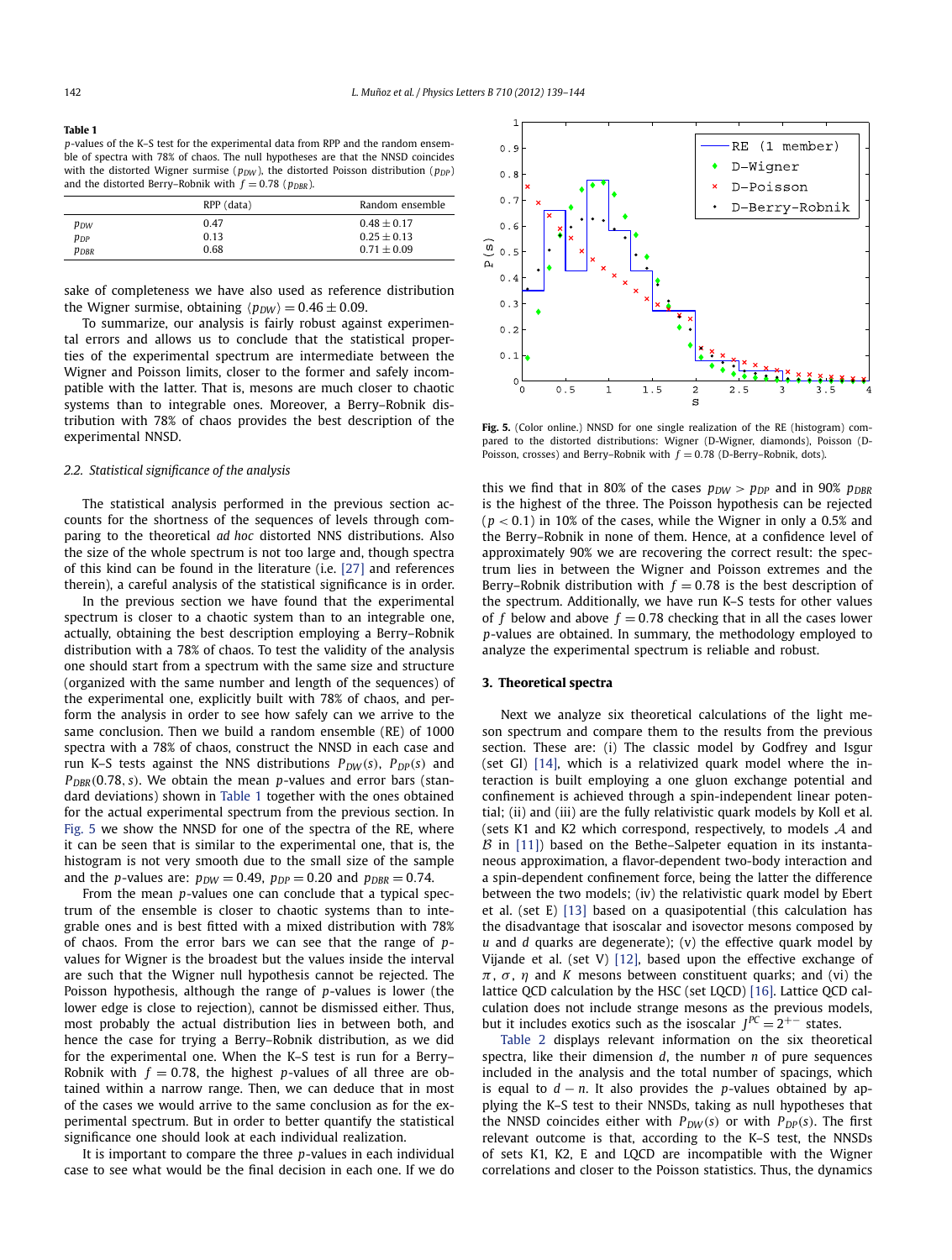**Table 1**
$p$-values of the K–S test for the experimental data from RPP and the random ensemble of spectra with 78% of chaos. The null hypotheses are that the NNSD coincides with the distorted Wigner surmise ($p_{DW}$), the distorted Poisson distribution ($p_{DP}$) and the distorted Berry–Robnik with $f = 0.78$ ($p_{DBR}$).

| | RPP (data) | Random ensemble |
|---|---|---|
| $p_{DW}$ | 0.47 | $0.48 \pm 0.17$ |
| $p_{DP}$ | 0.13 | $0.25 \pm 0.13$ |
| $p_{DBR}$ | 0.68 | $0.71 \pm 0.09$ |

sake of completeness we have also used as reference distribution the Wigner surmise, obtaining $\langle p_{DW} \rangle = 0.46 \pm 0.09$.

To summarize, our analysis is fairly robust against experimental errors and allows us to conclude that the statistical properties of the experimental spectrum are intermediate between the Wigner and Poisson limits, closer to the former and safely incompatible with the latter. That is, mesons are much closer to chaotic systems than to integrable ones. Moreover, a Berry–Robnik distribution with 78% of chaos provides the best description of the experimental NNSD.

### 2.2. Statistical significance of the analysis

The statistical analysis performed in the previous section accounts for the shortness of the sequences of levels through comparing to the theoretical *ad hoc* distorted NNS distributions. Also the size of the whole spectrum is not too large and, though spectra of this kind can be found in the literature (i.e. [27] and references therein), a careful analysis of the statistical significance is in order.

In the previous section we have found that the experimental spectrum is closer to a chaotic system than to an integrable one, actually, obtaining the best description employing a Berry–Robnik distribution with a 78% of chaos. To test the validity of the analysis one should start from a spectrum with the same size and structure (organized with the same number and length of the sequences) of the experimental one, explicitly built with 78% of chaos, and perform the analysis in order to see how safely can we arrive to the same conclusion. Then we build a random ensemble (RE) of 1000 spectra with a 78% of chaos, construct the NNSD in each case and run K–S tests against the NNS distributions $P_{DW}(s)$, $P_{DP}(s)$ and $P_{DBR}(0.78, s)$. We obtain the mean $p$-values and error bars (standard deviations) shown in Table 1 together with the ones obtained for the actual experimental spectrum from the previous section. In Fig. 5 we show the NNSD for one of the spectra of the RE, where it can be seen that is similar to the experimental one, that is, the histogram is not very smooth due to the small size of the sample and the $p$-values are: $p_{DW} = 0.49$, $p_{DP} = 0.20$ and $p_{DBR} = 0.74$.

From the mean $p$-values one can conclude that a typical spectrum of the ensemble is closer to chaotic systems than to integrable ones and is best fitted with a mixed distribution with 78% of chaos. From the error bars we can see that the range of $p$-values for Wigner is the broadest but the values inside the interval are such that the Wigner null hypothesis cannot be rejected. The Poisson hypothesis, although the range of $p$-values is lower (the lower edge is close to rejection), cannot be dismissed either. Thus, most probably the actual distribution lies in between both, and hence the case for trying a Berry–Robnik distribution, as we did for the experimental one. When the K–S test is run for a Berry–Robnik with $f = 0.78$, the highest $p$-values of all three are obtained within a narrow range. Then, we can deduce that in most of the cases we would arrive to the same conclusion as for the experimental spectrum. But in order to better quantify the statistical significance one should look at each individual realization.

It is important to compare the three $p$-values in each individual case to see what would be the final decision in each one. If we do this we find that in 80% of the cases $p_{DW} > p_{DP}$ and in 90% $p_{DBR}$ is the highest of the three. The Poisson hypothesis can be rejected ($p < 0.1$) in 10% of the cases, while the Wigner in only a 0.5% and the Berry–Robnik in none of them. Hence, at a confidence level of approximately 90% we are recovering the correct result: the spectrum lies in between the Wigner and Poisson extremes and the Berry–Robnik distribution with $f = 0.78$ is the best description of the spectrum. Additionally, we have run K–S tests for other values of $f$ below and above $f = 0.78$ checking that in all the cases lower $p$-values are obtained. In summary, the methodology employed to analyze the experimental spectrum is reliable and robust.

**Fig. 5.** (Color online.) NNSD for one single realization of the RE (histogram) compared to the distorted distributions: Wigner (D-Wigner, diamonds), Poisson (D-Poisson, crosses) and Berry–Robnik with $f = 0.78$ (D-Berry–Robnik, dots).

## 3. Theoretical spectra

Next we analyze six theoretical calculations of the light meson spectrum and compare them to the results from the previous section. These are: (i) The classic model by Godfrey and Isgur (set GI) [14], which is a relativized quark model where the interaction is built employing a one gluon exchange potential and confinement is achieved through a spin-independent linear potential; (ii) and (iii) are the fully relativistic quark models by Koll et al. (sets K1 and K2 which correspond, respectively, to models $\mathcal{A}$ and $\mathcal{B}$ in [11]) based on the Bethe–Salpeter equation in its instantaneous approximation, a flavor-dependent two-body interaction and a spin-dependent confinement force, being the latter the difference between the two models; (iv) the relativistic quark model by Ebert et al. (set E) [13] based on a quasipotential (this calculation has the disadvantage that isoscalar and isovector mesons composed by $u$ and $d$ quarks are degenerate); (v) the effective quark model by Vijande et al. (set V) [12], based upon the effective exchange of $\pi$, $\sigma$, $\eta$ and $K$ mesons between constituent quarks; and (vi) the lattice QCD calculation by the HSC (set LQCD) [16]. Lattice QCD calculation does not include strange mesons as the previous models, but it includes exotics such as the isoscalar $J^{PC} = 2^{+-}$ states.

Table 2 displays relevant information on the six theoretical spectra, like their dimension $d$, the number $n$ of pure sequences included in the analysis and the total number of spacings, which is equal to $d - n$. It also provides the $p$-values obtained by applying the K–S test to their NNSDs, taking as null hypotheses that the NNSD coincides either with $P_{DW}(s)$ or with $P_{DP}(s)$. The first relevant outcome is that, according to the K–S test, the NNSDs of sets K1, K2, E and LQCD are incompatible with the Wigner correlations and closer to the Poisson statistics. Thus, the dynamics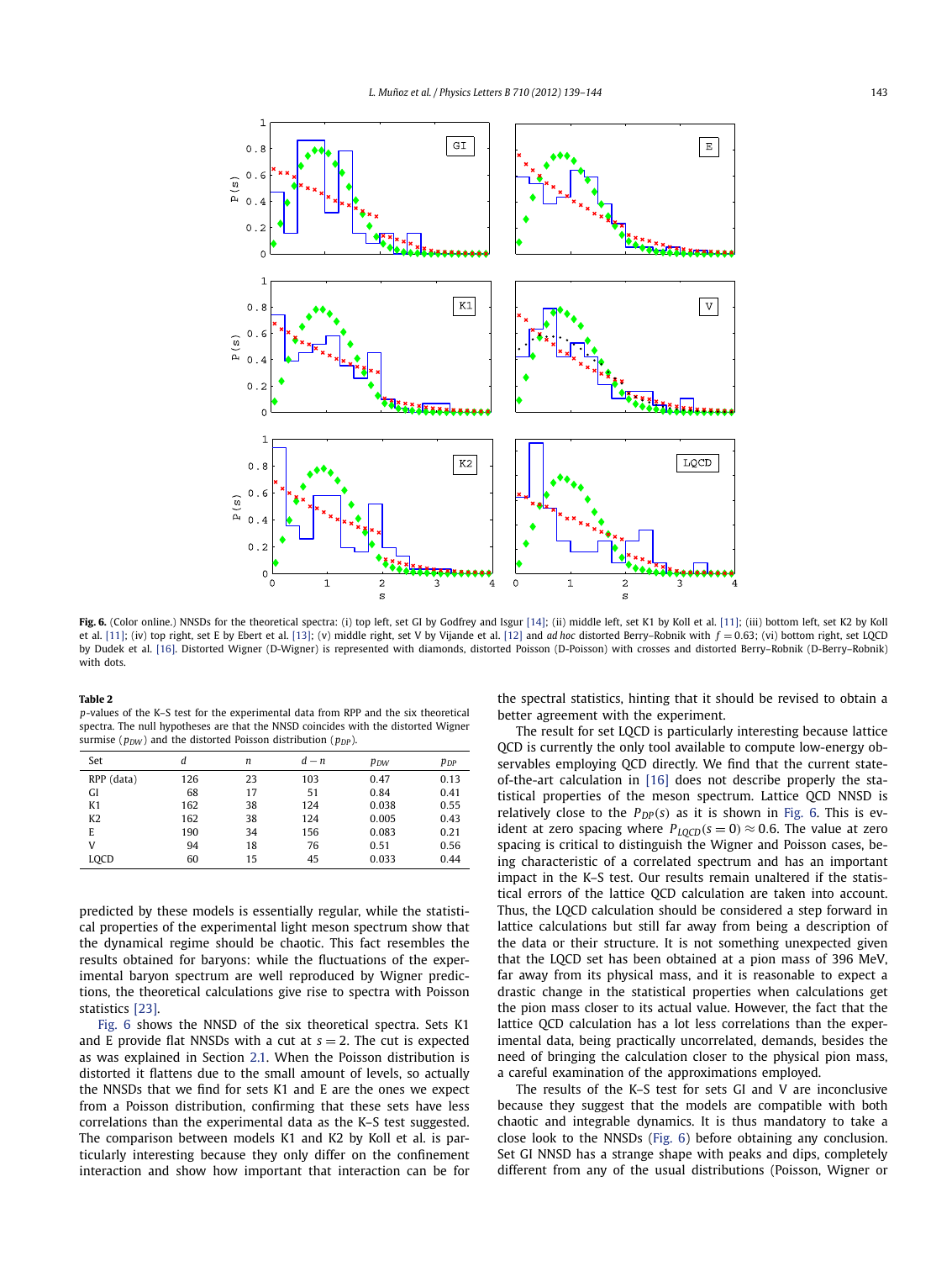**Fig. 6.** (Color online.) NNSDs for the theoretical spectra: (i) top left, set GI by Godfrey and Isgur [14]; (ii) middle left, set K1 by Koll et al. [11]; (iii) bottom left, set K2 by Koll et al. [11]; (iv) top right, set E by Ebert et al. [13]; (v) middle right, set V by Vijande et al. [12] and *ad hoc* distorted Berry–Robnik with $f = 0.63$; (vi) bottom right, set LQCD by Dudek et al. [16]. Distorted Wigner (D-Wigner) is represented with diamonds, distorted Poisson (D-Poisson) with crosses and distorted Berry–Robnik (D-Berry–Robnik) with dots.

**Table 2**
*p*-values of the K–S test for the experimental data from RPP and the six theoretical spectra. The null hypotheses are that the NNSD coincides with the distorted Wigner surmise ($p_{DW}$) and the distorted Poisson distribution ($p_{DP}$).

| Set | $d$ | $n$ | $d-n$ | $p_{DW}$ | $p_{DP}$ |
|---|---|---|---|---|---|
| RPP (data) | 126 | 23 | 103 | 0.47 | 0.13 |
| GI | 68 | 17 | 51 | 0.84 | 0.41 |
| K1 | 162 | 38 | 124 | 0.038 | 0.55 |
| K2 | 162 | 38 | 124 | 0.005 | 0.43 |
| E | 190 | 34 | 156 | 0.083 | 0.21 |
| V | 94 | 18 | 76 | 0.51 | 0.56 |
| LQCD | 60 | 15 | 45 | 0.033 | 0.44 |

predicted by these models is essentially regular, while the statistical properties of the experimental light meson spectrum show that the dynamical regime should be chaotic. This fact resembles the results obtained for baryons: while the fluctuations of the experimental baryon spectrum are well reproduced by Wigner predictions, the theoretical calculations give rise to spectra with Poisson statistics [23].

Fig. 6 shows the NNSD of the six theoretical spectra. Sets K1 and E provide flat NNSDs with a cut at $s = 2$. The cut is expected as was explained in Section 2.1. When the Poisson distribution is distorted it flattens due to the small amount of levels, so actually the NNSDs that we find for sets K1 and E are the ones we expect from a Poisson distribution, confirming that these sets have less correlations than the experimental data as the K–S test suggested. The comparison between models K1 and K2 by Koll et al. is particularly interesting because they only differ on the confinement interaction and show how important that interaction can be for the spectral statistics, hinting that it should be revised to obtain a better agreement with the experiment.

The result for set LQCD is particularly interesting because lattice QCD is currently the only tool available to compute low-energy observables employing QCD directly. We find that the current state-of-the-art calculation in [16] does not describe properly the statistical properties of the meson spectrum. Lattice QCD NNSD is relatively close to the $P_{DP}(s)$ as it is shown in Fig. 6. This is evident at zero spacing where $P_{LQCD}(s = 0) \approx 0.6$. The value at zero spacing is critical to distinguish the Wigner and Poisson cases, being characteristic of a correlated spectrum and has an important impact in the K–S test. Our results remain unaltered if the statistical errors of the lattice QCD calculation are taken into account. Thus, the LQCD calculation should be considered a step forward in lattice calculations but still far away from being a description of the data or their structure. It is not something unexpected given that the LQCD set has been obtained at a pion mass of 396 MeV, far away from its physical mass, and it is reasonable to expect a drastic change in the statistical properties when calculations get the pion mass closer to its actual value. However, the fact that the lattice QCD calculation has a lot less correlations than the experimental data, being practically uncorrelated, demands, besides the need of bringing the calculation closer to the physical pion mass, a careful examination of the approximations employed.

The results of the K–S test for sets GI and V are inconclusive because they suggest that the models are compatible with both chaotic and integrable dynamics. It is thus mandatory to take a close look to the NNSDs (Fig. 6) before obtaining any conclusion. Set GI NNSD has a strange shape with peaks and dips, completely different from any of the usual distributions (Poisson, Wigner or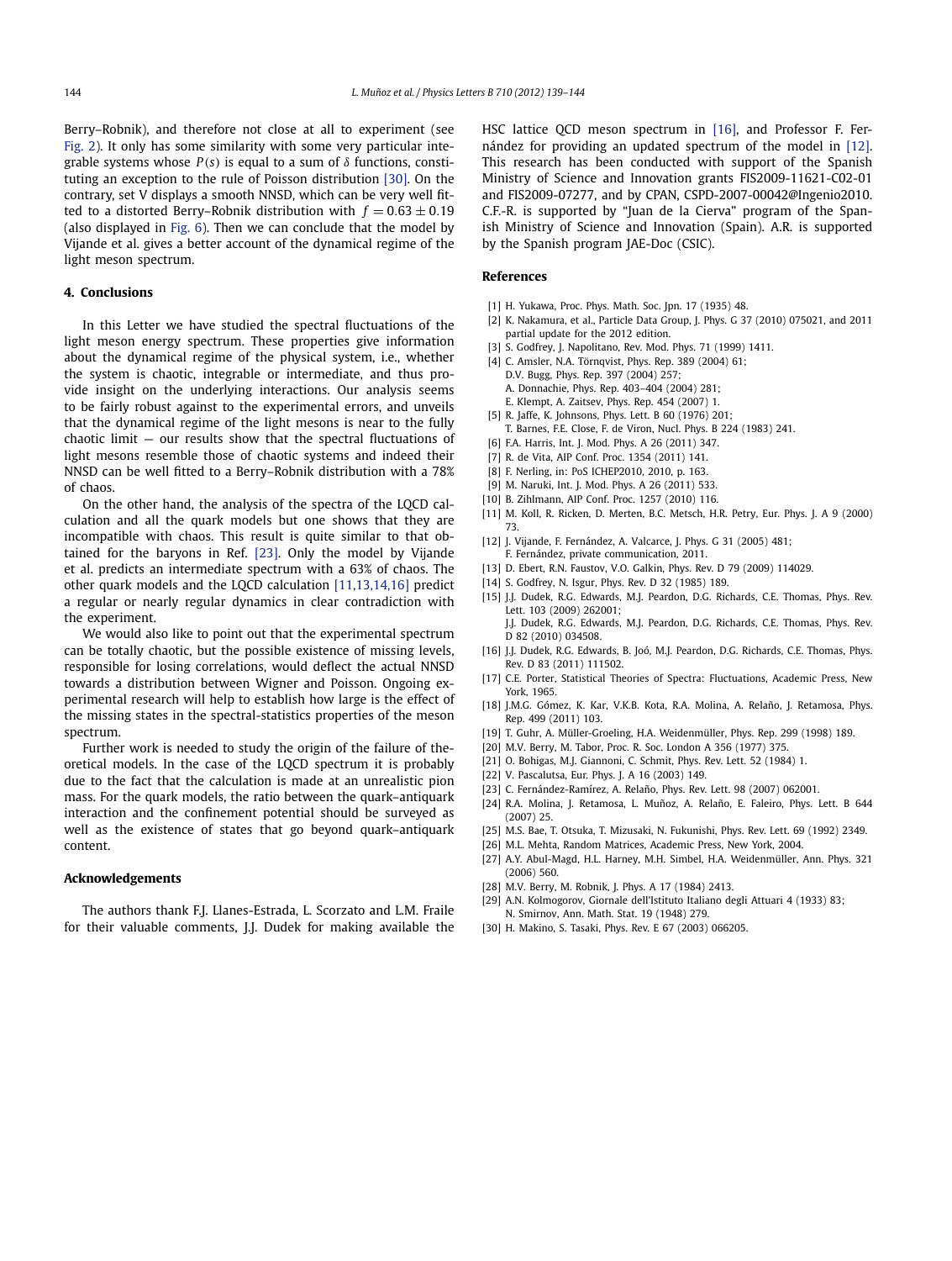Berry–Robnik), and therefore not close at all to experiment (see Fig. 2). It only has some similarity with some very particular integrable systems whose $P(s)$ is equal to a sum of $\delta$ functions, constituting an exception to the rule of Poisson distribution [30]. On the contrary, set V displays a smooth NNSD, which can be very well fitted to a distorted Berry–Robnik distribution with $f = 0.63 \pm 0.19$ (also displayed in Fig. 6). Then we can conclude that the model by Vijande et al. gives a better account of the dynamical regime of the light meson spectrum.

## 4. Conclusions

In this Letter we have studied the spectral fluctuations of the light meson energy spectrum. These properties give information about the dynamical regime of the physical system, i.e., whether the system is chaotic, integrable or intermediate, and thus provide insight on the underlying interactions. Our analysis seems to be fairly robust against to the experimental errors, and unveils that the dynamical regime of the light mesons is near to the fully chaotic limit — our results show that the spectral fluctuations of light mesons resemble those of chaotic systems and indeed their NNSD can be well fitted to a Berry–Robnik distribution with a 78% of chaos.

On the other hand, the analysis of the spectra of the LQCD calculation and all the quark models but one shows that they are incompatible with chaos. This result is quite similar to that obtained for the baryons in Ref. [23]. Only the model by Vijande et al. predicts an intermediate spectrum with a 63% of chaos. The other quark models and the LQCD calculation [11,13,14,16] predict a regular or nearly regular dynamics in clear contradiction with the experiment.

We would also like to point out that the experimental spectrum can be totally chaotic, but the possible existence of missing levels, responsible for losing correlations, would deflect the actual NNSD towards a distribution between Wigner and Poisson. Ongoing experimental research will help to establish how large is the effect of the missing states in the spectral-statistics properties of the meson spectrum.

Further work is needed to study the origin of the failure of theoretical models. In the case of the LQCD spectrum it is probably due to the fact that the calculation is made at an unrealistic pion mass. For the quark models, the ratio between the quark–antiquark interaction and the confinement potential should be surveyed as well as the existence of states that go beyond quark–antiquark content.

## Acknowledgements

The authors thank F.J. Llanes-Estrada, L. Scorzato and L.M. Fraile for their valuable comments, J.J. Dudek for making available the HSC lattice QCD meson spectrum in [16], and Professor F. Fernández for providing an updated spectrum of the model in [12]. This research has been conducted with support of the Spanish Ministry of Science and Innovation grants FIS2009-11621-C02-01 and FIS2009-07277, and by CPAN, CSPD-2007-00042@Ingenio2010. C.F.-R. is supported by "Juan de la Cierva" program of the Spanish Ministry of Science and Innovation (Spain). A.R. is supported by the Spanish program JAE-Doc (CSIC).

## References

[1] H. Yukawa, Proc. Phys. Math. Soc. Jpn. 17 (1935) 48.
[2] K. Nakamura, et al., Particle Data Group, J. Phys. G 37 (2010) 075021, and 2011 partial update for the 2012 edition.
[3] S. Godfrey, J. Napolitano, Rev. Mod. Phys. 71 (1999) 1411.
[4] C. Amsler, N.A. Törnqvist, Phys. Rep. 389 (2004) 61;
D.V. Bugg, Phys. Rep. 397 (2004) 257;
A. Donnachie, Phys. Rep. 403–404 (2004) 281;
E. Klempt, A. Zaitsev, Phys. Rep. 454 (2007) 1.
[5] R. Jaffe, K. Johnsons, Phys. Lett. B 60 (1976) 201;
T. Barnes, F.E. Close, F. de Viron, Nucl. Phys. B 224 (1983) 241.
[6] F.A. Harris, Int. J. Mod. Phys. A 26 (2011) 347.
[7] R. de Vita, AIP Conf. Proc. 1354 (2011) 141.
[8] F. Nerling, in: PoS ICHEP2010, 2010, p. 163.
[9] M. Naruki, Int. J. Mod. Phys. A 26 (2011) 533.
[10] B. Zihlmann, AIP Conf. Proc. 1257 (2010) 116.
[11] M. Koll, R. Ricken, D. Merten, B.C. Metsch, H.R. Petry, Eur. Phys. J. A 9 (2000) 73.
[12] J. Vijande, F. Fernández, A. Valcarce, J. Phys. G 31 (2005) 481;
F. Fernández, private communication, 2011.
[13] D. Ebert, R.N. Faustov, V.O. Galkin, Phys. Rev. D 79 (2009) 114029.
[14] S. Godfrey, N. Isgur, Phys. Rev. D 32 (1985) 189.
[15] J.J. Dudek, R.G. Edwards, M.J. Peardon, D.G. Richards, C.E. Thomas, Phys. Rev. Lett. 103 (2009) 262001;
J.J. Dudek, R.G. Edwards, M.J. Peardon, D.G. Richards, C.E. Thomas, Phys. Rev. D 82 (2010) 034508.
[16] J.J. Dudek, R.G. Edwards, B. Joó, M.J. Peardon, D.G. Richards, C.E. Thomas, Phys. Rev. D 83 (2011) 111502.
[17] C.E. Porter, Statistical Theories of Spectra: Fluctuations, Academic Press, New York, 1965.
[18] J.M.G. Gómez, K. Kar, V.K.B. Kota, R.A. Molina, A. Relaño, J. Retamosa, Phys. Rep. 499 (2011) 103.
[19] T. Guhr, A. Müller-Groeling, H.A. Weidenmüller, Phys. Rep. 299 (1998) 189.
[20] M.V. Berry, M. Tabor, Proc. R. Soc. London A 356 (1977) 375.
[21] O. Bohigas, M.J. Giannoni, C. Schmit, Phys. Rev. Lett. 52 (1984) 1.
[22] V. Pascalutsa, Eur. Phys. J. A 16 (2003) 149.
[23] C. Fernández-Ramírez, A. Relaño, Phys. Rev. Lett. 98 (2007) 062001.
[24] R.A. Molina, J. Retamosa, L. Muñoz, A. Relaño, E. Faleiro, Phys. Lett. B 644 (2007) 25.
[25] M.S. Bae, T. Otsuka, T. Mizusaki, N. Fukunishi, Phys. Rev. Lett. 69 (1992) 2349.
[26] M.L. Mehta, Random Matrices, Academic Press, New York, 2004.
[27] A.Y. Abul-Magd, H.L. Harney, M.H. Simbel, H.A. Weidenmüller, Ann. Phys. 321 (2006) 560.
[28] M.V. Berry, M. Robnik, J. Phys. A 17 (1984) 2413.
[29] A.N. Kolmogorov, Giornale dell'Istituto Italiano degli Attuari 4 (1933) 83;
N. Smirnov, Ann. Math. Stat. 19 (1948) 279.
[30] H. Makino, S. Tasaki, Phys. Rev. E 67 (2003) 066205.